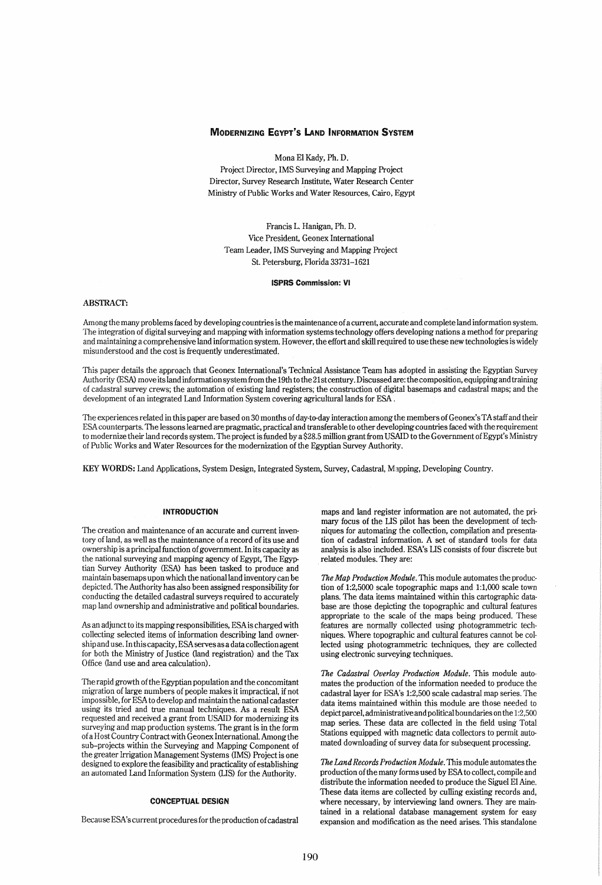# MODERNIZING EGYPT'S LAND INFORMATION SYSTEM

Mona El Kady, Ph. D.
Project Director, IMS Surveying and Mapping Project
Director, Survey Research Institute, Water Research Center
Ministry of Public Works and Water Resources, Cairo, Egypt

Francis L. Hanigan, Ph. D.
Vice President, Geonex International
Team Leader, IMS Surveying and Mapping Project
St. Petersburg, Florida 33731-1621

**ISPRS Commission: VI**

ABSTRACT:

Among the many problems faced by developing countries is the maintenance of a current, accurate and complete land information system. The integration of digital surveying and mapping with information systems technology offers developing nations a method for preparing and maintaining a comprehensive land information system. However, the effort and skill required to use these new technologies is widely misunderstood and the cost is frequently underestimated.

This paper details the approach that Geonex International's Technical Assistance Team has adopted in assisting the Egyptian Survey Authority (ESA) move its land information system from the 19th to the 21st century. Discussed are: the composition, equipping and training of cadastral survey crews; the automation of existing land registers; the construction of digital basemaps and cadastral maps; and the development of an integrated Land Information System covering agricultural lands for ESA.

The experiences related in this paper are based on 30 months of day-to-day interaction among the members of Geonex's TA staff and their ESA counterparts. The lessons learned are pragmatic, practical and transferable to other developing countries faced with the requirement to modernize their land records system. The project is funded by a $28.5 million grant from USAID to the Government of Egypt's Ministry of Public Works and Water Resources for the modernization of the Egyptian Survey Authority.

KEY WORDS: Land Applications, System Design, Integrated System, Survey, Cadastral, Mapping, Developing Country.

## INTRODUCTION

The creation and maintenance of an accurate and current inventory of land, as well as the maintenance of a record of its use and ownership is a principal function of government. In its capacity as the national surveying and mapping agency of Egypt, The Egyptian Survey Authority (ESA) has been tasked to produce and maintain basemaps upon which the national land inventory can be depicted. The Authority has also been assigned responsibility for conducting the detailed cadastral surveys required to accurately map land ownership and administrative and political boundaries.

As an adjunct to its mapping responsibilities, ESA is charged with collecting selected items of information describing land ownership and use. In this capacity, ESA serves as a data collection agent for both the Ministry of Justice (land registration) and the Tax Office (land use and area calculation).

The rapid growth of the Egyptian population and the concomitant migration of large numbers of people makes it impractical, if not impossible, for ESA to develop and maintain the national cadaster using its tried and true manual techniques. As a result ESA requested and received a grant from USAID for modernizing its surveying and map production systems. The grant is in the form of a Host Country Contract with Geonex International. Among the sub-projects within the Surveying and Mapping Component of the greater Irrigation Management Systems (IMS) Project is one designed to explore the feasibility and practicality of establishing an automated Land Information System (LIS) for the Authority.

## CONCEPTUAL DESIGN

Because ESA's current procedures for the production of cadastral maps and land register information are not automated, the primary focus of the LIS pilot has been the development of techniques for automating the collection, compilation and presentation of cadastral information. A set of standard tools for data analysis is also included. ESA's LIS consists of four discrete but related modules. They are:

*The Map Production Module.* This module automates the production of 1:2,5000 scale topographic maps and 1:1,000 scale town plans. The data items maintained within this cartographic database are those depicting the topographic and cultural features appropriate to the scale of the maps being produced. These features are normally collected using photogrammetric techniques. Where topographic and cultural features cannot be collected using photogrammetric techniques, they are collected using electronic surveying techniques.

*The Cadastral Overlay Production Module.* This module automates the production of the information needed to produce the cadastral layer for ESA's 1:2,500 scale cadastral map series. The data items maintained within this module are those needed to depict parcel, administrative and political boundaries on the 1:2,500 map series. These data are collected in the field using Total Stations equipped with magnetic data collectors to permit automated downloading of survey data for subsequent processing.

*The Land Records Production Module.* This module automates the production of the many forms used by ESA to collect, compile and distribute the information needed to produce the Siguel El Aine. These data items are collected by culling existing records and, where necessary, by interviewing land owners. They are maintained in a relational database management system for easy expansion and modification as the need arises. This standalone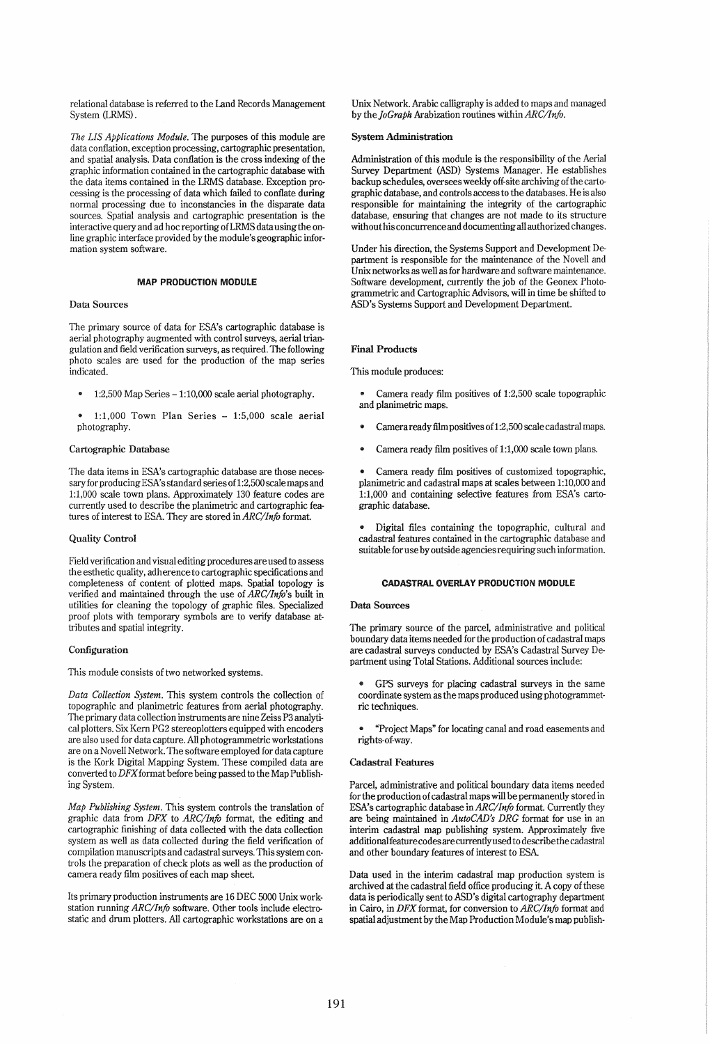relational database is referred to the Land Records Management System (LRMS).

*The LIS Applications Module.* The purposes of this module are data conflation, exception processing, cartographic presentation, and spatial analysis. Data conflation is the cross indexing of the graphic information contained in the cartographic database with the data items contained in the LRMS database. Exception processing is the processing of data which failed to conflate during normal processing due to inconstancies in the disparate data sources. Spatial analysis and cartographic presentation is the interactive query and ad hoc reporting of LRMS data using the on-line graphic interface provided by the module's geographic information system software.

## MAP PRODUCTION MODULE

### Data Sources

The primary source of data for ESA's cartographic database is aerial photography augmented with control surveys, aerial triangulation and field verification surveys, as required. The following photo scales are used for the production of the map series indicated.

- 1:2,500 Map Series – 1:10,000 scale aerial photography.
- 1:1,000 Town Plan Series – 1:5,000 scale aerial photography.

### Cartographic Database

The data items in ESA's cartographic database are those necessary for producing ESA's standard series of 1:2,500 scale maps and 1:1,000 scale town plans. Approximately 130 feature codes are currently used to describe the planimetric and cartographic features of interest to ESA. They are stored in *ARC/Info* format.

### Quality Control

Field verification and visual editing procedures are used to assess the esthetic quality, adherence to cartographic specifications and completeness of content of plotted maps. Spatial topology is verified and maintained through the use of *ARC/Info*'s built in utilities for cleaning the topology of graphic files. Specialized proof plots with temporary symbols are to verify database attributes and spatial integrity.

### Configuration

This module consists of two networked systems.

*Data Collection System.* This system controls the collection of topographic and planimetric features from aerial photography. The primary data collection instruments are nine Zeiss P3 analytical plotters. Six Kern PG2 stereoplotters equipped with encoders are also used for data capture. All photogrammetric workstations are on a Novell Network. The software employed for data capture is the Kork Digital Mapping System. These compiled data are converted to *DFX* format before being passed to the Map Publishing System.

*Map Publishing System.* This system controls the translation of graphic data from *DFX* to *ARC/Info* format, the editing and cartographic finishing of data collected with the data collection system as well as data collected during the field verification of compilation manuscripts and cadastral surveys. This system controls the preparation of check plots as well as the production of camera ready film positives of each map sheet.

Its primary production instruments are 16 DEC 5000 Unix workstation running *ARC/Info* software. Other tools include electrostatic and drum plotters. All cartographic workstations are on a Unix Network. Arabic calligraphy is added to maps and managed by the *JoGraph* Arabization routines within *ARC/Info*.

### System Administration

Administration of this module is the responsibility of the Aerial Survey Department (ASD) Systems Manager. He establishes backup schedules, oversees weekly off-site archiving of the cartographic database, and controls access to the databases. He is also responsible for maintaining the integrity of the cartographic database, ensuring that changes are not made to its structure without his concurrence and documenting all authorized changes.

Under his direction, the Systems Support and Development Department is responsible for the maintenance of the Novell and Unix networks as well as for hardware and software maintenance. Software development, currently the job of the Geonex Photogrammetric and Cartographic Advisors, will in time be shifted to ASD's Systems Support and Development Department.

### Final Products

This module produces:

- Camera ready film positives of 1:2,500 scale topographic and planimetric maps.
- Camera ready film positives of 1:2,500 scale cadastral maps.
- Camera ready film positives of 1:1,000 scale town plans.
- Camera ready film positives of customized topographic, planimetric and cadastral maps at scales between 1:10,000 and 1:1,000 and containing selective features from ESA's cartographic database.
- Digital files containing the topographic, cultural and cadastral features contained in the cartographic database and suitable for use by outside agencies requiring such information.

## CADASTRAL OVERLAY PRODUCTION MODULE

### Data Sources

The primary source of the parcel, administrative and political boundary data items needed for the production of cadastral maps are cadastral surveys conducted by ESA's Cadastral Survey Department using Total Stations. Additional sources include:

- GPS surveys for placing cadastral surveys in the same coordinate system as the maps produced using photogrammetric techniques.
- "Project Maps" for locating canal and road easements and rights-of-way.

### Cadastral Features

Parcel, administrative and political boundary data items needed for the production of cadastral maps will be permanently stored in ESA's cartographic database in *ARC/Info* format. Currently they are being maintained in *AutoCAD's DRG* format for use in an interim cadastral map publishing system. Approximately five additional feature codes are currently used to describe the cadastral and other boundary features of interest to ESA.

Data used in the interim cadastral map production system is archived at the cadastral field office producing it. A copy of these data is periodically sent to ASD's digital cartography department in Cairo, in *DFX* format, for conversion to *ARC/Info* format and spatial adjustment by the Map Production Module's map publish-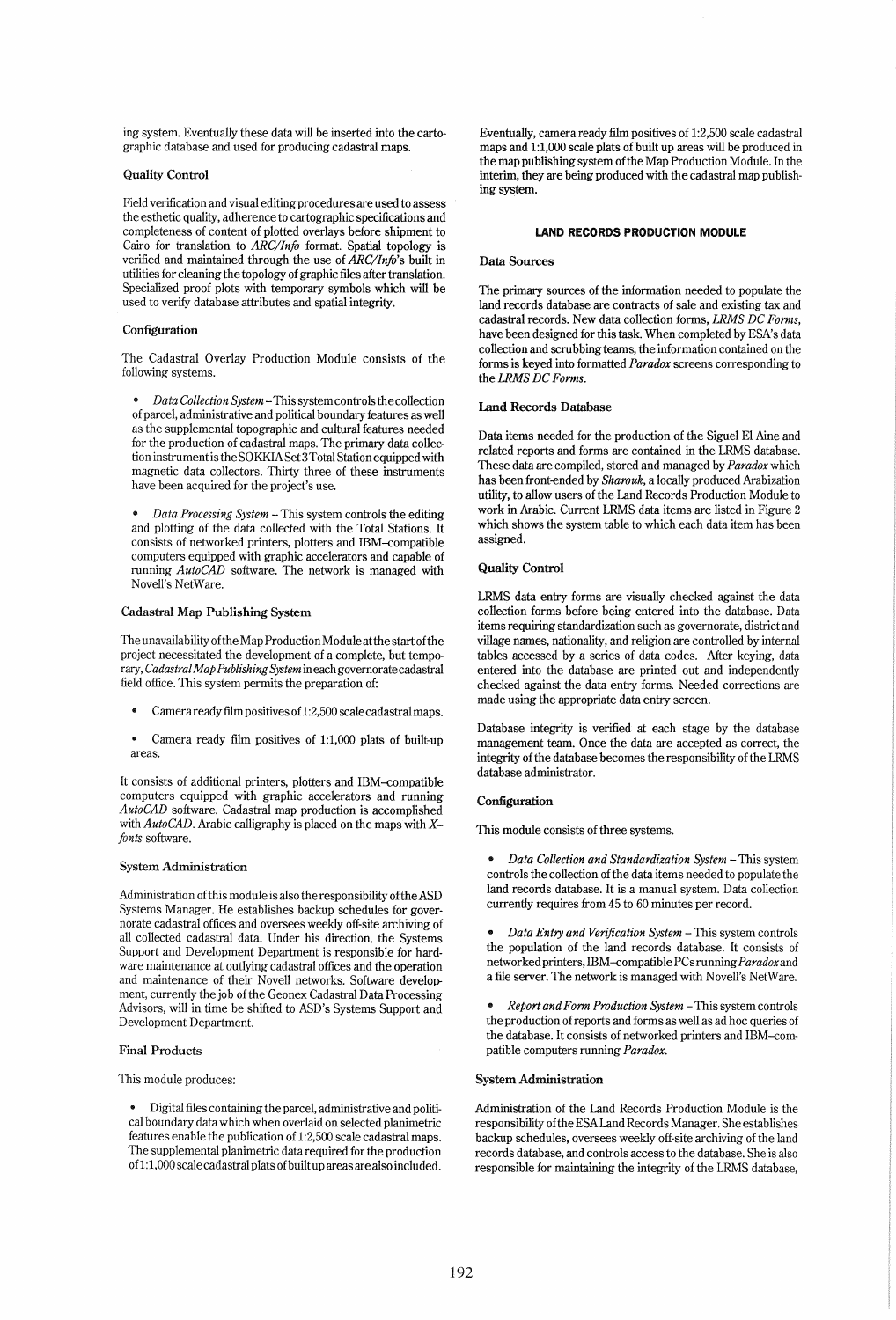ing system. Eventually these data will be inserted into the cartographic database and used for producing cadastral maps.

### Quality Control

Field verification and visual editing procedures are used to assess the esthetic quality, adherence to cartographic specifications and completeness of content of plotted overlays before shipment to Cairo for translation to *ARC/Info* format. Spatial topology is verified and maintained through the use of *ARC/Info*'s built in utilities for cleaning the topology of graphic files after translation. Specialized proof plots with temporary symbols which will be used to verify database attributes and spatial integrity.

### Configuration

The Cadastral Overlay Production Module consists of the following systems.

- *Data Collection System* – This system controls the collection of parcel, administrative and political boundary features as well as the supplemental topographic and cultural features needed for the production of cadastral maps. The primary data collection instrument is the SOKKIA Set 3 Total Station equipped with magnetic data collectors. Thirty three of these instruments have been acquired for the project's use.

- *Data Processing System* – This system controls the editing and plotting of the data collected with the Total Stations. It consists of networked printers, plotters and IBM–compatible computers equipped with graphic accelerators and capable of running *AutoCAD* software. The network is managed with Novell's NetWare.

### Cadastral Map Publishing System

The unavailability of the Map Production Module at the start of the project necessitated the development of a complete, but temporary, *Cadastral Map Publishing System* in each governorate cadastral field office. This system permits the preparation of:

- Camera ready film positives of 1:2,500 scale cadastral maps.

- Camera ready film positives of 1:1,000 plats of built-up areas.

It consists of additional printers, plotters and IBM–compatible computers equipped with graphic accelerators and running *AutoCAD* software. Cadastral map production is accomplished with *AutoCAD*. Arabic calligraphy is placed on the maps with *X–fonts* software.

### System Administration

Administration of this module is also the responsibility of the ASD Systems Manager. He establishes backup schedules for governorate cadastral offices and oversees weekly off-site archiving of all collected cadastral data. Under his direction, the Systems Support and Development Department is responsible for hardware maintenance at outlying cadastral offices and the operation and maintenance of their Novell networks. Software development, currently the job of the Geonex Cadastral Data Processing Advisors, will in time be shifted to ASD's Systems Support and Development Department.

### Final Products

This module produces:

- Digital files containing the parcel, administrative and political boundary data which when overlaid on selected planimetric features enable the publication of 1:2,500 scale cadastral maps. The supplemental planimetric data required for the production of 1:1,000 scale cadastral plats of built up areas are also included.

Eventually, camera ready film positives of 1:2,500 scale cadastral maps and 1:1,000 scale plats of built up areas will be produced in the map publishing system of the Map Production Module. In the interim, they are being produced with the cadastral map publishing system.

## LAND RECORDS PRODUCTION MODULE

### Data Sources

The primary sources of the information needed to populate the land records database are contracts of sale and existing tax and cadastral records. New data collection forms, *LRMS DC Forms*, have been designed for this task. When completed by ESA's data collection and scrubbing teams, the information contained on the forms is keyed into formatted *Paradox* screens corresponding to the *LRMS DC Forms*.

### Land Records Database

Data items needed for the production of the Siguel El Aine and related reports and forms are contained in the LRMS database. These data are compiled, stored and managed by *Paradox* which has been front-ended by *Sharouk*, a locally produced Arabization utility, to allow users of the Land Records Production Module to work in Arabic. Current LRMS data items are listed in Figure 2 which shows the system table to which each data item has been assigned.

### Quality Control

LRMS data entry forms are visually checked against the data collection forms before being entered into the database. Data items requiring standardization such as governorate, district and village names, nationality, and religion are controlled by internal tables accessed by a series of data codes. After keying, data entered into the database are printed out and independently checked against the data entry forms. Needed corrections are made using the appropriate data entry screen.

Database integrity is verified at each stage by the database management team. Once the data are accepted as correct, the integrity of the database becomes the responsibility of the LRMS database administrator.

### Configuration

This module consists of three systems.

- *Data Collection and Standardization System* – This system controls the collection of the data items needed to populate the land records database. It is a manual system. Data collection currently requires from 45 to 60 minutes per record.

- *Data Entry and Verification System* – This system controls the population of the land records database. It consists of networked printers, IBM–compatible PCs running *Paradox* and a file server. The network is managed with Novell's NetWare.

- *Report and Form Production System* – This system controls the production of reports and forms as well as ad hoc queries of the database. It consists of networked printers and IBM–compatible computers running *Paradox*.

### System Administration

Administration of the Land Records Production Module is the responsibility of the ESA Land Records Manager. She establishes backup schedules, oversees weekly off-site archiving of the land records database, and controls access to the database. She is also responsible for maintaining the integrity of the LRMS database,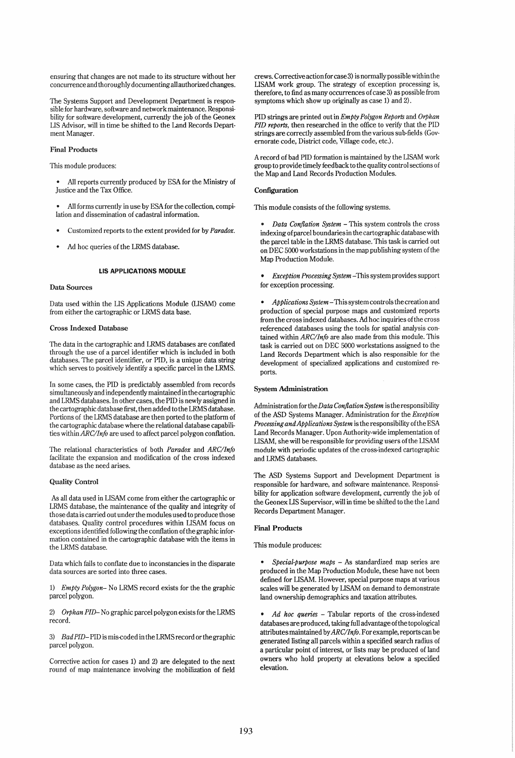ensuring that changes are not made to its structure without her concurrence and thoroughly documenting all authorized changes.

The Systems Support and Development Department is responsible for hardware, software and network maintenance. Responsibility for software development, currently the job of the Geonex LIS Advisor, will in time be shifted to the Land Records Department Manager.

#### Final Products

This module produces:

- All reports currently produced by ESA for the Ministry of Justice and the Tax Office.
- All forms currently in use by ESA for the collection, compilation and dissemination of cadastral information.
- Customized reports to the extent provided for by *Paradox*.
- Ad hoc queries of the LRMS database.

### LIS APPLICATIONS MODULE

#### Data Sources

Data used within the LIS Applications Module (LISAM) come from either the cartographic or LRMS data base.

#### Cross Indexed Database

The data in the cartographic and LRMS databases are conflated through the use of a parcel identifier which is included in both databases. The parcel identifier, or PID, is a unique data string which serves to positively identify a specific parcel in the LRMS.

In some cases, the PID is predictably assembled from records simultaneously and independently maintained in the cartographic and LRMS databases. In other cases, the PID is newly assigned in the cartographic database first, then added to the LRMS database. Portions of the LRMS database are then ported to the platform of the cartographic database where the relational database capabilities within *ARC/Info* are used to affect parcel polygon conflation.

The relational characteristics of both *Paradox* and *ARC/Info* facilitate the expansion and modification of the cross indexed database as the need arises.

#### Quality Control

As all data used in LISAM come from either the cartographic or LRMS database, the maintenance of the quality and integrity of those data is carried out under the modules used to produce those databases. Quality control procedures within LISAM focus on exceptions identified following the conflation of the graphic information contained in the cartographic database with the items in the LRMS database.

Data which fails to conflate due to inconstancies in the disparate data sources are sorted into three cases.

1) *Empty Polygon*– No LRMS record exists for the the graphic parcel polygon.

2) *Orphan PID*– No graphic parcel polygon exists for the LRMS record.

3) *Bad PID*– PID is mis-coded in the LRMS record or the graphic parcel polygon.

Corrective action for cases 1) and 2) are delegated to the next round of map maintenance involving the mobilization of field crews. Corrective action for case 3) is normally possible within the LISAM work group. The strategy of exception processing is, therefore, to find as many occurrences of case 3) as possible from symptoms which show up originally as case 1) and 2).

PID strings are printed out in *Empty Polygon Reports* and *Orphan PID reports*, then researched in the office to verify that the PID strings are correctly assembled from the various sub-fields (Governorate code, District code, Village code, etc.).

A record of bad PID formation is maintained by the LISAM work group to provide timely feedback to the quality control sections of the Map and Land Records Production Modules.

#### Configuration

This module consists of the following systems.

- *Data Conflation System* – This system controls the cross indexing of parcel boundaries in the cartographic database with the parcel table in the LRMS database. This task is carried out on DEC 5000 workstations in the map publishing system of the Map Production Module.
- *Exception Processing System* –This system provides support for exception processing.
- *Applications System* –This system controls the creation and production of special purpose maps and customized reports from the cross indexed databases. Ad hoc inquiries of the cross referenced databases using the tools for spatial analysis contained within *ARC/Info* are also made from this module. This task is carried out on DEC 5000 workstations assigned to the Land Records Department which is also responsible for the development of specialized applications and customized reports.

#### System Administration

Administration for the *Data Conflation System* is the responsibility of the ASD Systems Manager. Administration for the *Exception Processing and Applications System* is the responsibility of the ESA Land Records Manager. Upon Authority-wide implementation of LISAM, she will be responsible for providing users of the LISAM module with periodic updates of the cross-indexed cartographic and LRMS databases.

The ASD Systems Support and Development Department is responsible for hardware, and software maintenance. Responsibility for application software development, currently the job of the Geonex LIS Supervisor, will in time be shifted to the the Land Records Department Manager.

#### Final Products

This module produces:

- *Special-purpose maps* – As standardized map series are produced in the Map Production Module, these have not been defined for LISAM. However, special purpose maps at various scales will be generated by LISAM on demand to demonstrate land ownership demographics and taxation attributes.
- *Ad hoc queries* – Tabular reports of the cross-indexed databases are produced, taking full advantage of the topological attributes maintained by *ARC/Info*. For example, reports can be generated listing all parcels within a specified search radius of a particular point of interest, or lists may be produced of land owners who hold property at elevations below a specified elevation.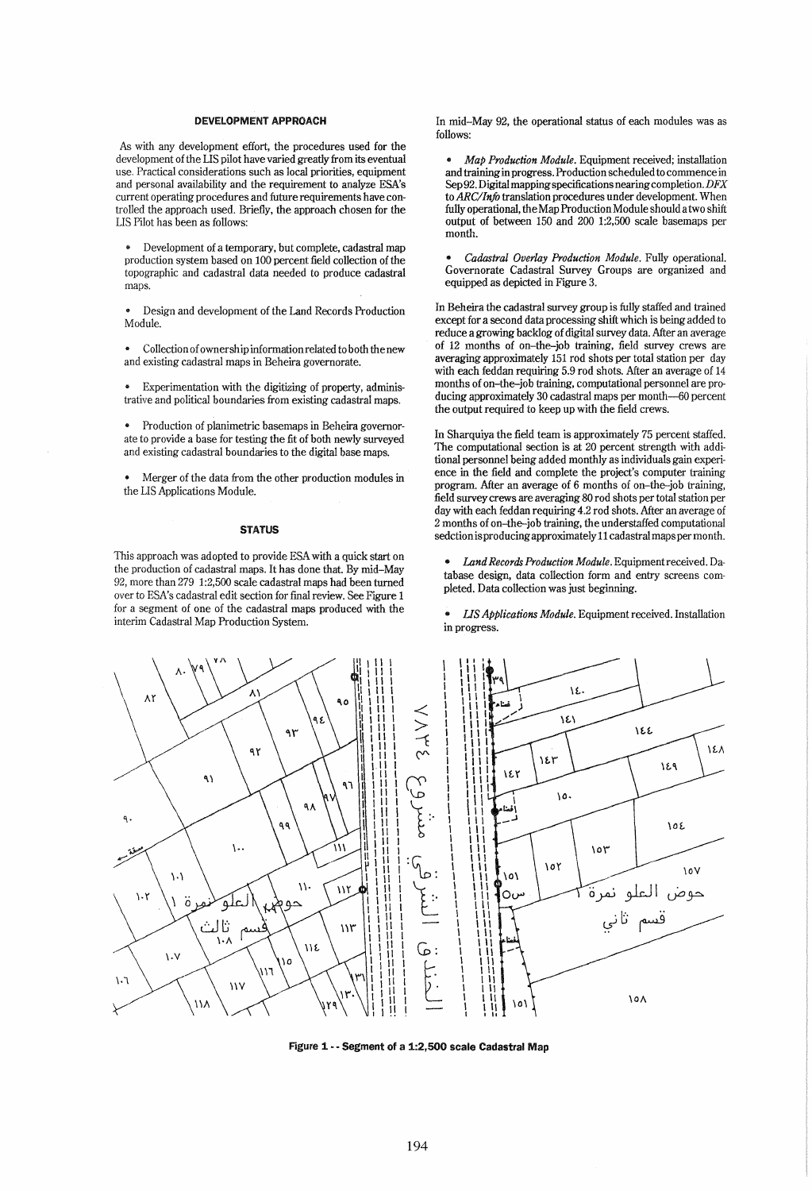### DEVELOPMENT APPROACH

As with any development effort, the procedures used for the development of the LIS pilot have varied greatly from its eventual use. Practical considerations such as local priorities, equipment and personal availability and the requirement to analyze ESA's current operating procedures and future requirements have controlled the approach used. Briefly, the approach chosen for the LIS Pilot has been as follows:

- Development of a temporary, but complete, cadastral map production system based on 100 percent field collection of the topographic and cadastral data needed to produce cadastral maps.

- Design and development of the Land Records Production Module.

- Collection of ownership information related to both the new and existing cadastral maps in Beheira governorate.

- Experimentation with the digitizing of property, administrative and political boundaries from existing cadastral maps.

- Production of planimetric basemaps in Beheira governorate to provide a base for testing the fit of both newly surveyed and existing cadastral boundaries to the digital base maps.

- Merger of the data from the other production modules in the LIS Applications Module.

### STATUS

This approach was adopted to provide ESA with a quick start on the production of cadastral maps. It has done that. By mid–May 92, more than 279 1:2,500 scale cadastral maps had been turned over to ESA's cadastral edit section for final review. See Figure 1 for a segment of one of the cadastral maps produced with the interim Cadastral Map Production System.

In mid–May 92, the operational status of each modules was as follows:

- *Map Production Module.* Equipment received; installation and training in progress. Production scheduled to commence in Sep 92. Digital mapping specifications nearing completion. *DFX* to *ARC/Info* translation procedures under development. When fully operational, the Map Production Module should a two shift output of between 150 and 200 1:2,500 scale basemaps per month.

- *Cadastral Overlay Production Module.* Fully operational. Governorate Cadastral Survey Groups are organized and equipped as depicted in Figure 3.

In Beheira the cadastral survey group is fully staffed and trained except for a second data processing shift which is being added to reduce a growing backlog of digital survey data. After an average of 12 months of on–the–job training, field survey crews are averaging approximately 151 rod shots per total station per day with each feddan requiring 5.9 rod shots. After an average of 14 months of on–the–job training, computational personnel are producing approximately 30 cadastral maps per month—60 percent the output required to keep up with the field crews.

In Sharquiya the field team is approximately 75 percent staffed. The computational section is at 20 percent strength with additional personnel being added monthly as individuals gain experience in the field and complete the project's computer training program. After an average of 6 months of on–the–job training, field survey crews are averaging 80 rod shots per total station per day with each feddan requiring 4.2 rod shots. After an average of 2 months of on–the–job training, the understaffed computational sedction is producing approximately 11 cadastral maps per month.

- *Land Records Production Module.* Equipment received. Database design, data collection form and entry screens completed. Data collection was just beginning.

- *LIS Applications Module.* Equipment received. Installation in progress.

**Figure 1 -- Segment of a 1:2,500 scale Cadastral Map**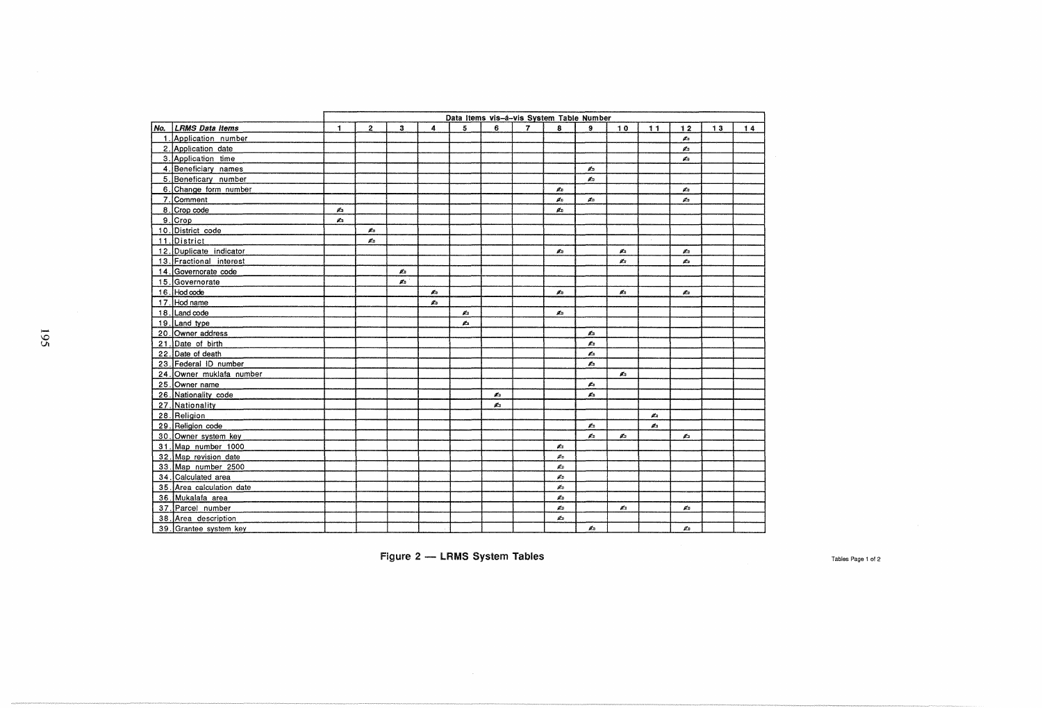| No. | LRMS Data Items | Data Items vis-á-vis System Table Number | | | | | | | | | | | | | |
|---|---|---|---|---|---|---|---|---|---|---|---|---|---|---|---|
| | | 1 | 2 | 3 | 4 | 5 | 6 | 7 | 8 | 9 | 10 | 11 | 12 | 13 | 14 |
| 1. | Application number | | | | | | | | | | | | ✍ | | |
| 2. | Application date | | | | | | | | | | | | ✍ | | |
| 3. | Application time | | | | | | | | | | | | ✍ | | |
| 4. | Beneficiary names | | | | | | | | | ✍ | | | | | |
| 5. | Beneficary number | | | | | | | | | ✍ | | | | | |
| 6. | Change form number | | | | | | | | ✍ | | | | ✍ | | |
| 7. | Comment | | | | | | | | ✍ | ✍ | | | ✍ | | |
| 8. | Crop code | ✍ | | | | | | | ✍ | | | | | | |
| 9. | Crop | ✍ | | | | | | | | | | | | | |
| 10. | District code | | ✍ | | | | | | | | | | | | |
| 11. | District | | ✍ | | | | | | | | | | | | |
| 12. | Duplicate indicator | | | | | | | | ✍ | | ✍ | | ✍ | | |
| 13. | Fractional interest | | | | | | | | | | ✍ | | ✍ | | |
| 14. | Governorate code | | | ✍ | | | | | | | | | | | |
| 15. | Governorate | | | ✍ | | | | | | | | | | | |
| 16. | Hod code | | | | ✍ | | | | ✍ | | ✍ | | ✍ | | |
| 17. | Hod name | | | | ✍ | | | | | | | | | | |
| 18. | Land code | | | | | ✍ | | | ✍ | | | | | | |
| 19. | Land type | | | | | ✍ | | | | | | | | | |
| 20. | Owner address | | | | | | | | | ✍ | | | | | |
| 21. | Date of birth | | | | | | | | | ✍ | | | | | |
| 22. | Date of death | | | | | | | | | ✍ | | | | | |
| 23. | Federal ID number | | | | | | | | | ✍ | | | | | |
| 24. | Owner muklafa number | | | | | | | | | | ✍ | | | | |
| 25. | Owner name | | | | | | | | | ✍ | | | | | |
| 26. | Nationality code | | | | | | ✍ | | | ✍ | | | | | |
| 27. | Nationality | | | | | | ✍ | | | | | | | | |
| 28. | Religion | | | | | | | | | | | ✍ | | | |
| 29. | Religion code | | | | | | | | | ✍ | | ✍ | | | |
| 30. | Owner system key | | | | | | | | | ✍ | ✍ | | ✍ | | |
| 31. | Map number 1000 | | | | | | | | ✍ | | | | | | |
| 32. | Map revision date | | | | | | | | ✍ | | | | | | |
| 33. | Map number 2500 | | | | | | | | ✍ | | | | | | |
| 34. | Calculated area | | | | | | | | ✍ | | | | | | |
| 35. | Area calculation date | | | | | | | | ✍ | | | | | | |
| 36. | Mukalafa area | | | | | | | | ✍ | | | | | | |
| 37. | Parcel number | | | | | | | | ✍ | | ✍ | | ✍ | | |
| 38. | Area description | | | | | | | | ✍ | | | | | | |
| 39. | Grantee system key | | | | | | | | | ✍ | | | ✍ | | |

**Figure 2 — LRMS System Tables**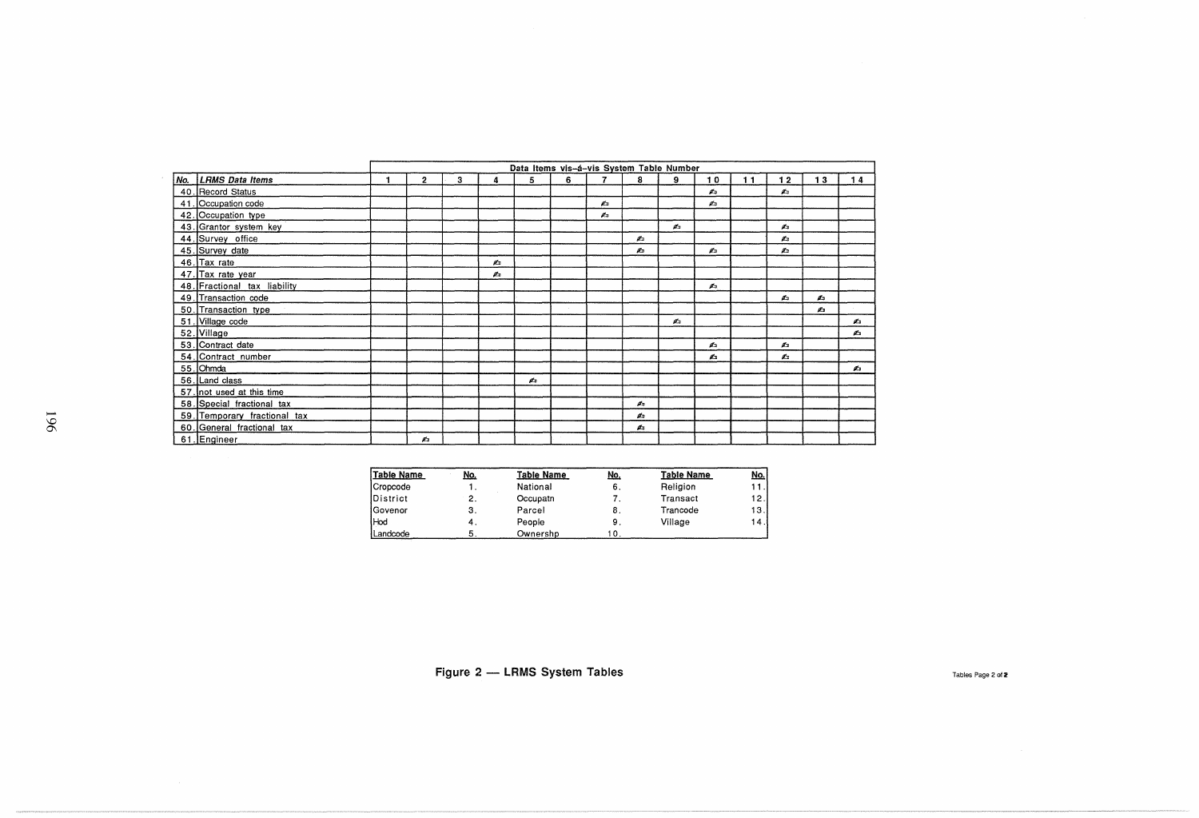| No. | LRMS Data Items | 1 | 2 | 3 | 4 | 5 | 6 | 7 | 8 | 9 | 10 | 11 | 12 | 13 | 14 |
|---|---|---|---|---|---|---|---|---|---|---|---|---|---|---|---|
| | | Data Items vis-á-vis System Table Number | | | | | | | | | | | | | |
| 40. | Record Status | | | | | | | | | | ✍ | | ✍ | | |
| 41. | Occupation code | | | | | | | ✍ | | | ✍ | | | | |
| 42. | Occupation type | | | | | | | ✍ | | | | | | | |
| 43. | Grantor system key | | | | | | | | | ✍ | | | ✍ | | |
| 44. | Survey office | | | | | | | | ✍ | | | | ✍ | | |
| 45. | Survey date | | | | | | | | ✍ | | ✍ | | ✍ | | |
| 46. | Tax rate | | | | ✍ | | | | | | | | | | |
| 47. | Tax rate year | | | | ✍ | | | | | | | | | | |
| 48. | Fractional tax liability | | | | | | | | | | ✍ | | | | |
| 49. | Transaction code | | | | | | | | | | | | ✍ | ✍ | |
| 50. | Transaction type | | | | | | | | | | | | | ✍ | |
| 51. | Village code | | | | | | | | | ✍ | | | | | ✍ |
| 52. | Village | | | | | | | | | | | | | | ✍ |
| 53. | Contract date | | | | | | | | | | ✍ | | ✍ | | |
| 54. | Contract number | | | | | | | | | | ✍ | | ✍ | | |
| 55. | Ohmda | | | | | | | | | | | | | | ✍ |
| 56. | Land class | | | | | ✍ | | | | | | | | | |
| 57. | not used at this time | | | | | | | | | | | | | | |
| 58. | Special fractional tax | | | | | | | | ✍ | | | | | | |
| 59. | Temporary fractional tax | | | | | | | | ✍ | | | | | | |
| 60. | General fractional tax | | | | | | | | ✍ | | | | | | |
| 61. | Engineer | | ✍ | | | | | | | | | | | | |

| Table Name | No. | Table Name | No. | Table Name | No. |
|---|---|---|---|---|---|
| Cropcode | 1. | National | 6. | Religion | 11. |
| District | 2. | Occupatn | 7. | Transact | 12. |
| Govenor | 3. | Parcel | 8. | Trancode | 13. |
| Hod | 4. | People | 9. | Village | 14. |
| Landcode | 5. | Ownershp | 10. | | |

**Figure 2 — LRMS System Tables**

Tables Page 2 of 2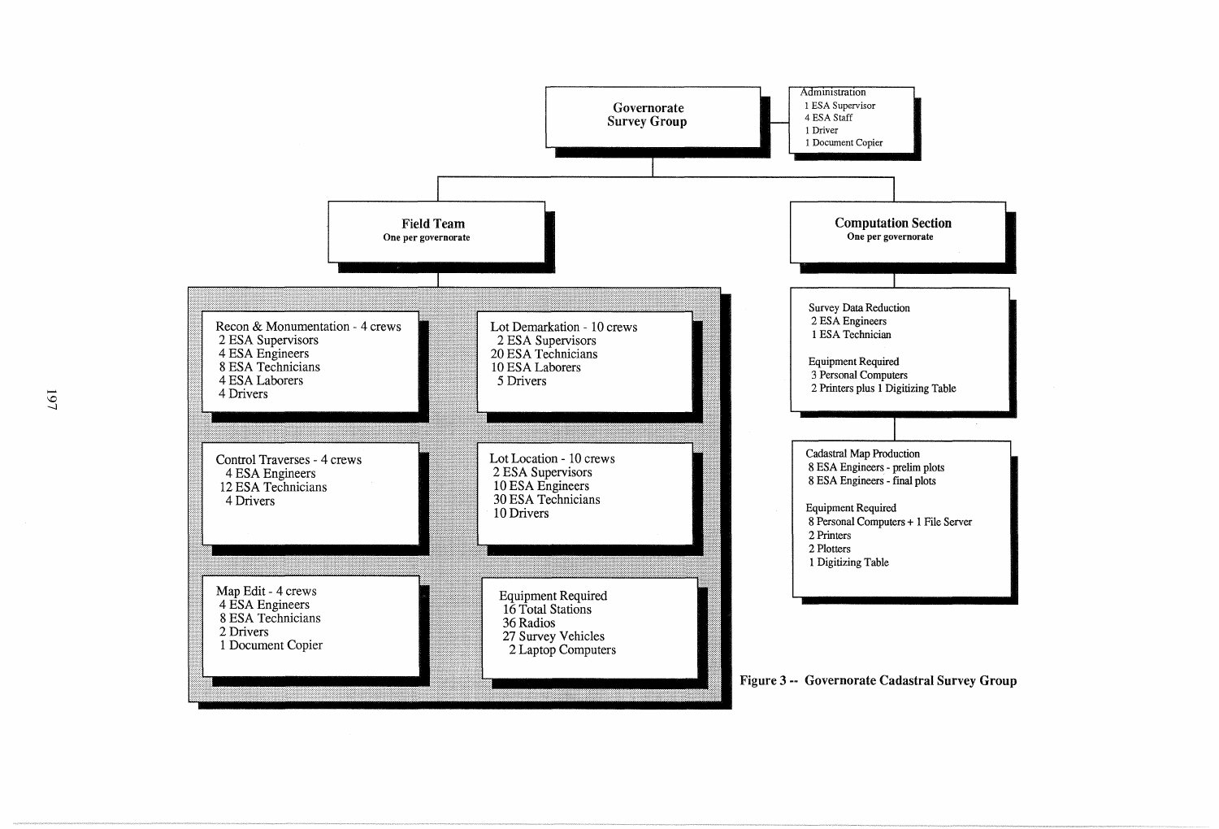Governorate Survey Group

Administration
1 ESA Supervisor
4 ESA Staff
1 Driver
1 Document Copier

**Field Team**
One per governorate

Recon & Monumentation - 4 crews
2 ESA Supervisors
4 ESA Engineers
8 ESA Technicians
4 ESA Laborers
4 Drivers

Lot Demarkation - 10 crews
2 ESA Supervisors
20 ESA Technicians
10 ESA Laborers
5 Drivers

Control Traverses - 4 crews
4 ESA Engineers
12 ESA Technicians
4 Drivers

Lot Location - 10 crews
2 ESA Supervisors
10 ESA Engineers
30 ESA Technicians
10 Drivers

Map Edit - 4 crews
4 ESA Engineers
8 ESA Technicians
2 Drivers
1 Document Copier

Equipment Required
16 Total Stations
36 Radios
27 Survey Vehicles
2 Laptop Computers

**Computation Section**
One per governorate

Survey Data Reduction
2 ESA Engineers
1 ESA Technician

Equipment Required
3 Personal Computers
2 Printers plus 1 Digitizing Table

Cadastral Map Production
8 ESA Engineers - prelim plots
8 ESA Engineers - final plots

Equipment Required
8 Personal Computers + 1 File Server
2 Printers
2 Plotters
1 Digitizing Table

**Figure 3 -- Governorate Cadastral Survey Group**